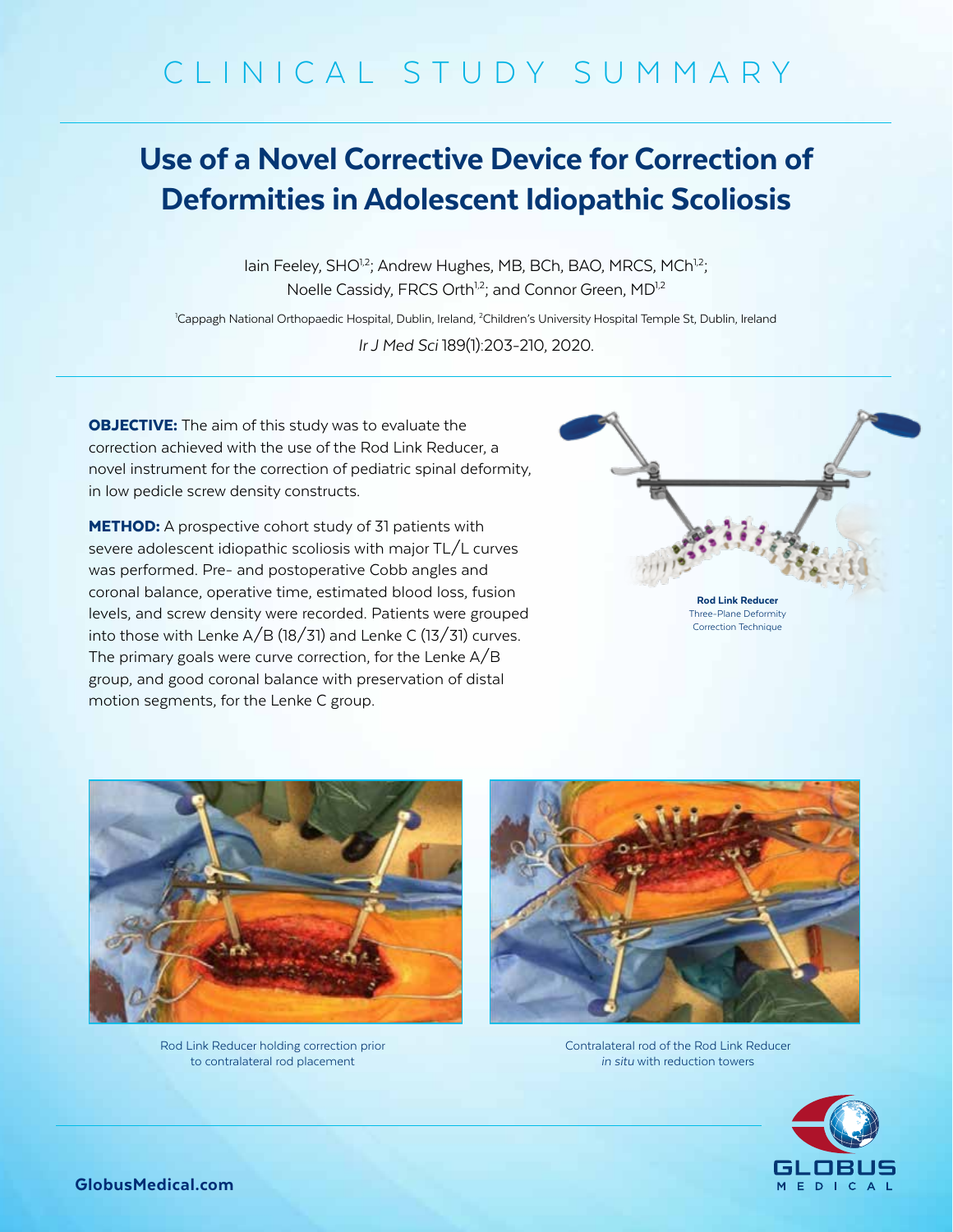# CLINICAL STUDY SUMMARY

## Use of a Novel Corrective Device for Correction of Deformities in Adolescent Idiopathic Scoliosis

Iain Feeley, SHO[1,2]; Andrew Hughes, MB, BCh, BAO, MRCS, MCh[1,2]; Noelle Cassidy, FRCS Orth[1,2]; and Connor Green, MD[1,2]

[1]Cappagh National Orthopaedic Hospital, Dublin, Ireland, [2]Children's University Hospital Temple St, Dublin, Ireland

*Ir J Med Sci* 189(1):203-210, 2020.

**OBJECTIVE:** The aim of this study was to evaluate the correction achieved with the use of the Rod Link Reducer, a novel instrument for the correction of pediatric spinal deformity, in low pedicle screw density constructs.

**METHOD:** A prospective cohort study of 31 patients with severe adolescent idiopathic scoliosis with major TL/L curves was performed. Pre- and postoperative Cobb angles and coronal balance, operative time, estimated blood loss, fusion levels, and screw density were recorded. Patients were grouped into those with Lenke A/B (18/31) and Lenke C (13/31) curves. The primary goals were curve correction, for the Lenke A/B group, and good coronal balance with preservation of distal motion segments, for the Lenke C group.

**Rod Link Reducer**
Three-Plane Deformity Correction Technique

Rod Link Reducer holding correction prior to contralateral rod placement

Contralateral rod of the Rod Link Reducer *in situ* with reduction towers

GlobusMedical.com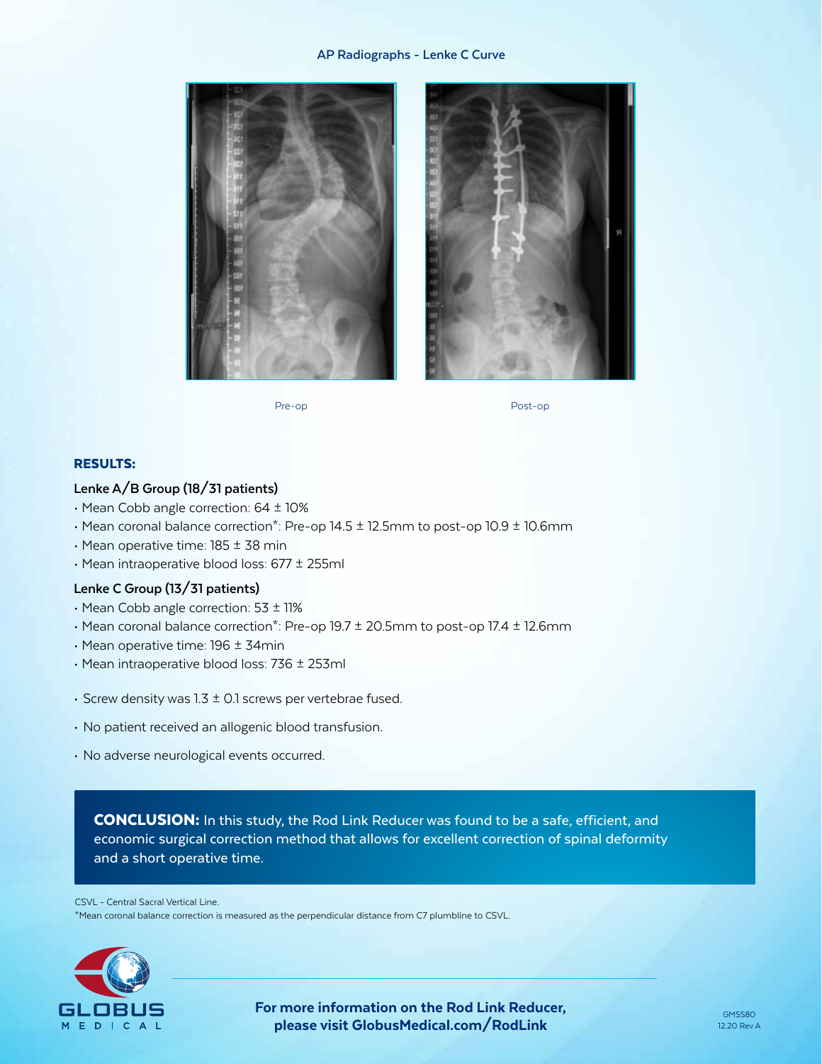AP Radiographs - Lenke C Curve

Pre-op

Post-op

## RESULTS:

### Lenke A/B Group (18/31 patients)

- Mean Cobb angle correction: 64 ± 10%
- Mean coronal balance correction*: Pre-op 14.5 ± 12.5mm to post-op 10.9 ± 10.6mm
- Mean operative time: 185 ± 38 min
- Mean intraoperative blood loss: 677 ± 255ml

### Lenke C Group (13/31 patients)

- Mean Cobb angle correction: 53 ± 11%
- Mean coronal balance correction*: Pre-op 19.7 ± 20.5mm to post-op 17.4 ± 12.6mm
- Mean operative time: 196 ± 34min
- Mean intraoperative blood loss: 736 ± 253ml

- Screw density was 1.3 ± 0.1 screws per vertebrae fused.
- No patient received an allogenic blood transfusion.
- No adverse neurological events occurred.

**CONCLUSION:** In this study, the Rod Link Reducer was found to be a safe, efficient, and economic surgical correction method that allows for excellent correction of spinal deformity and a short operative time.

CSVL - Central Sacral Vertical Line.

*Mean coronal balance correction is measured as the perpendicular distance from C7 plumbline to CSVL.

GLOBUS MEDICAL

**For more information on the Rod Link Reducer, please visit GlobusMedical.com/RodLink**

GMS580
12.20 Rev A